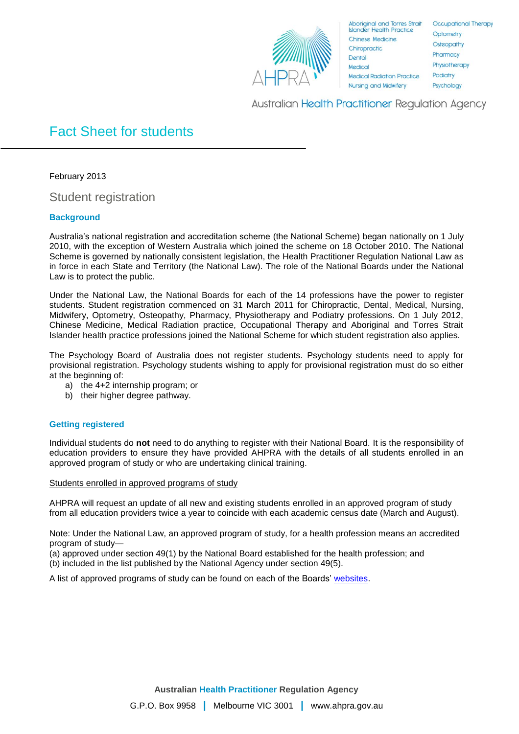# Fact Sheet for students

February 2013

## Student registration

### Background

Australia's national registration and accreditation scheme (the National Scheme) began nationally on 1 July 2010, with the exception of Western Australia which joined the scheme on 18 October 2010. The National Scheme is governed by nationally consistent legislation, the Health Practitioner Regulation National Law as in force in each State and Territory (the National Law). The role of the National Boards under the National Law is to protect the public.

Under the National Law, the National Boards for each of the 14 professions have the power to register students. Student registration commenced on 31 March 2011 for Chiropractic, Dental, Medical, Nursing, Midwifery, Optometry, Osteopathy, Pharmacy, Physiotherapy and Podiatry professions. On 1 July 2012, Chinese Medicine, Medical Radiation practice, Occupational Therapy and Aboriginal and Torres Strait Islander health practice professions joined the National Scheme for which student registration also applies.

The Psychology Board of Australia does not register students. Psychology students need to apply for provisional registration. Psychology students wishing to apply for provisional registration must do so either at the beginning of:

a) the 4+2 internship program; or
b) their higher degree pathway.

### Getting registered

Individual students do **not** need to do anything to register with their National Board. It is the responsibility of education providers to ensure they have provided AHPRA with the details of all students enrolled in an approved program of study or who are undertaking clinical training.

Students enrolled in approved programs of study

AHPRA will request an update of all new and existing students enrolled in an approved program of study from all education providers twice a year to coincide with each academic census date (March and August).

Note: Under the National Law, an approved program of study, for a health profession means an accredited program of study—
(a) approved under section 49(1) by the National Board established for the health profession; and
(b) included in the list published by the National Agency under section 49(5).

A list of approved programs of study can be found on each of the Boards' websites.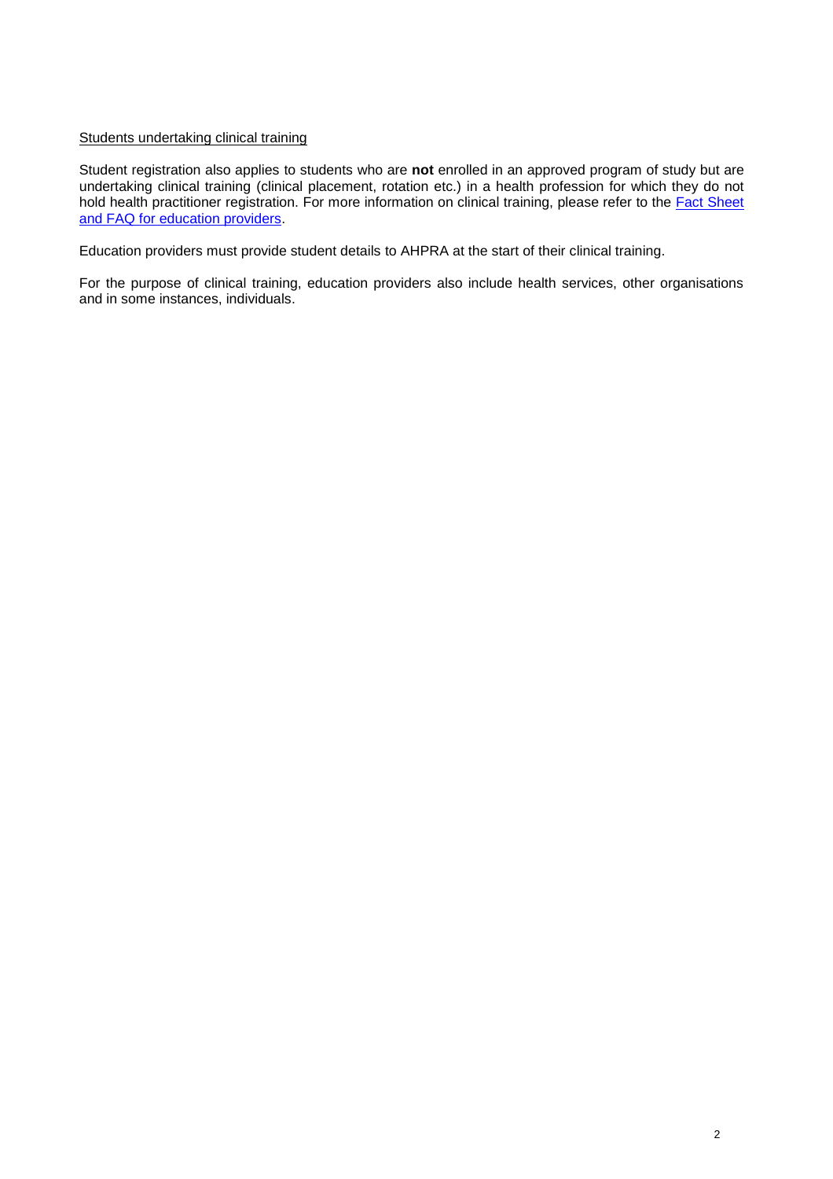Students undertaking clinical training

Student registration also applies to students who are **not** enrolled in an approved program of study but are undertaking clinical training (clinical placement, rotation etc.) in a health profession for which they do not hold health practitioner registration. For more information on clinical training, please refer to the Fact Sheet and FAQ for education providers.

Education providers must provide student details to AHPRA at the start of their clinical training.

For the purpose of clinical training, education providers also include health services, other organisations and in some instances, individuals.